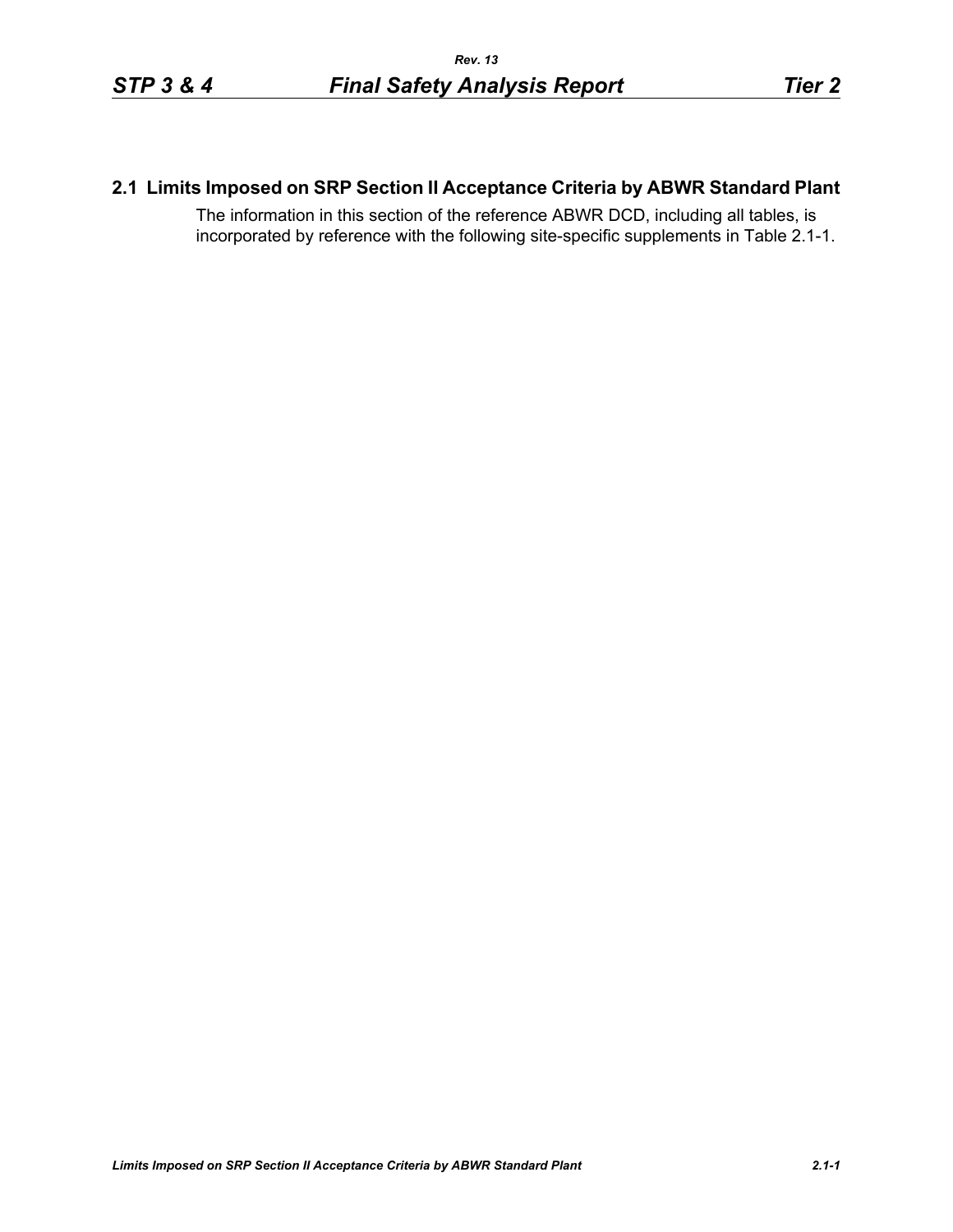## 2.1 Limits Imposed on SRP Section II Acceptance Criteria by ABWR Standard Plant

The information in this section of the reference ABWR DCD, including all tables, is incorporated by reference with the following site-specific supplements in Table 2.1-1.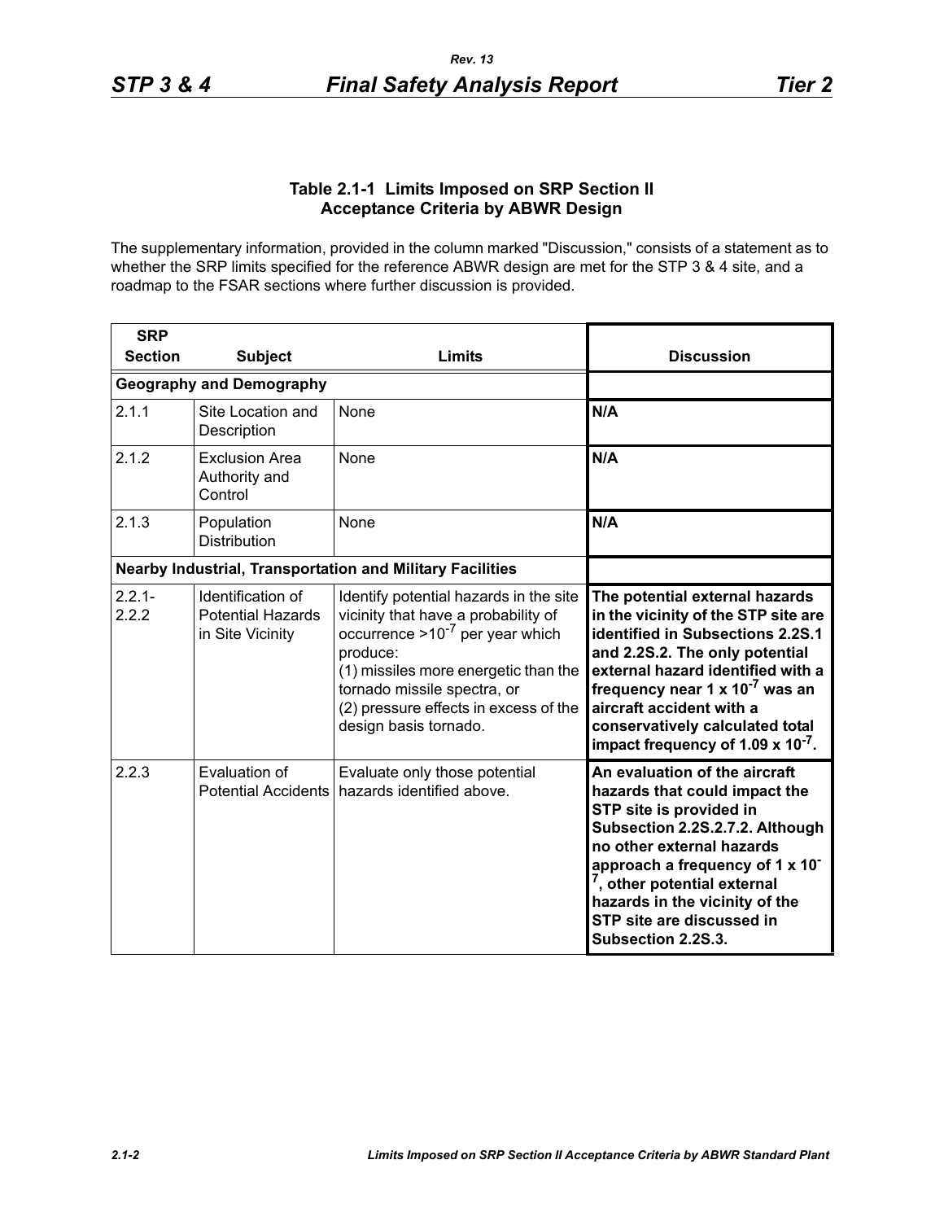**Table 2.1-1 Limits Imposed on SRP Section II Acceptance Criteria by ABWR Design**

The supplementary information, provided in the column marked "Discussion," consists of a statement as to whether the SRP limits specified for the reference ABWR design are met for the STP 3 & 4 site, and a roadmap to the FSAR sections where further discussion is provided.

| SRP Section | Subject | Limits | Discussion |
|---|---|---|---|
| **Geography and Demography** | | | |
| 2.1.1 | Site Location and Description | None | **N/A** |
| 2.1.2 | Exclusion Area Authority and Control | None | **N/A** |
| 2.1.3 | Population Distribution | None | **N/A** |
| **Nearby Industrial, Transportation and Military Facilities** | | | |
| 2.2.1-2.2.2 | Identification of Potential Hazards in Site Vicinity | Identify potential hazards in the site vicinity that have a probability of occurrence $>10^{-7}$ per year which produce: (1) missiles more energetic than the tornado missile spectra, or (2) pressure effects in excess of the design basis tornado. | **The potential external hazards in the vicinity of the STP site are identified in Subsections 2.2S.1 and 2.2S.2. The only potential external hazard identified with a frequency near $1 \times 10^{-7}$ was an aircraft accident with a conservatively calculated total impact frequency of $1.09 \times 10^{-7}$.** |
| 2.2.3 | Evaluation of Potential Accidents | Evaluate only those potential hazards identified above. | **An evaluation of the aircraft hazards that could impact the STP site is provided in Subsection 2.2S.2.7.2. Although no other external hazards approach a frequency of $1 \times 10^{-7}$, other potential external hazards in the vicinity of the STP site are discussed in Subsection 2.2S.3.** |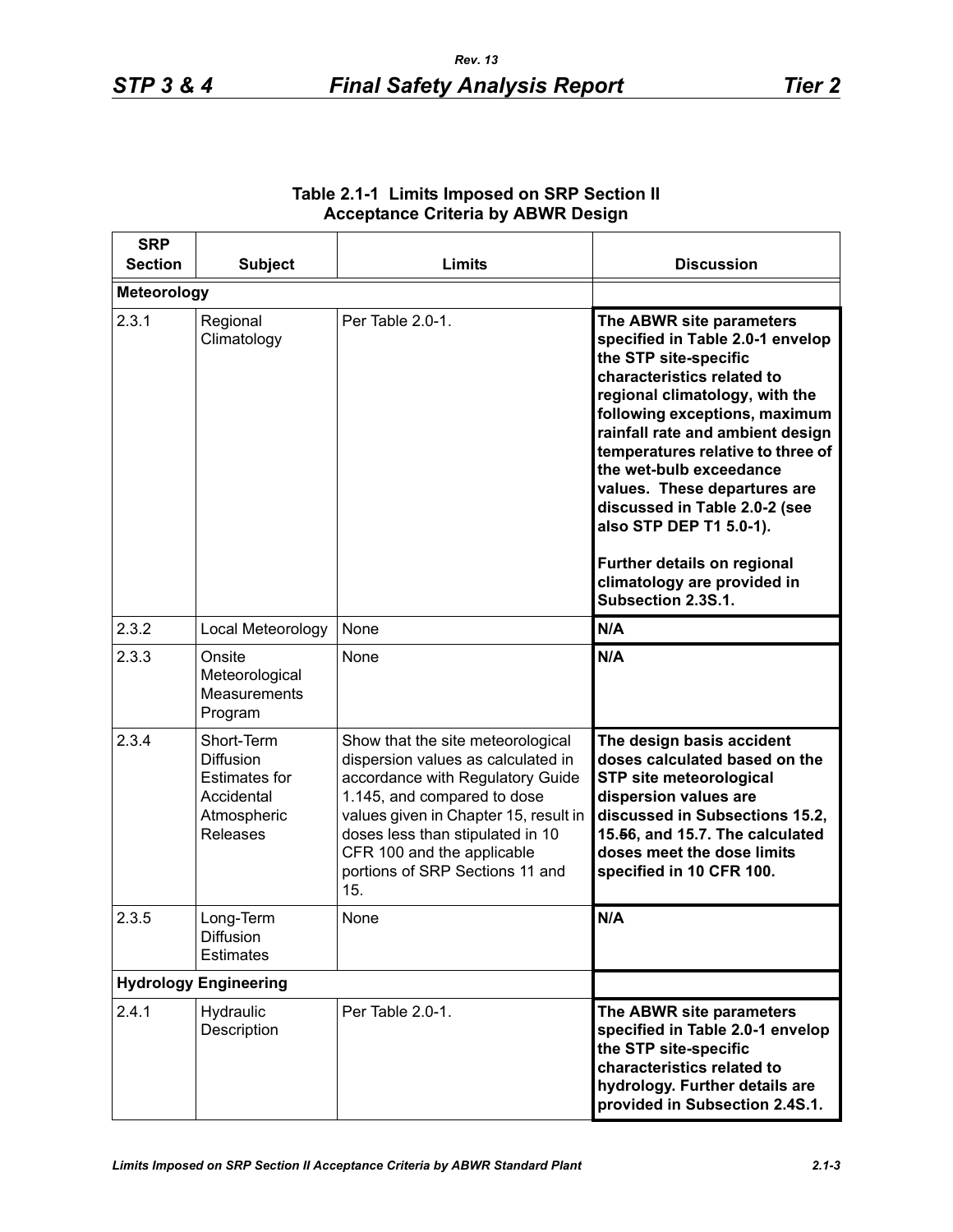**Table 2.1-1 Limits Imposed on SRP Section II Acceptance Criteria by ABWR Design**

| SRP Section | Subject | Limits | Discussion |
|---|---|---|---|
| **Meteorology** | | | |
| 2.3.1 | Regional Climatology | Per Table 2.0-1. | **The ABWR site parameters specified in Table 2.0-1 envelop the STP site-specific characteristics related to regional climatology, with the following exceptions, maximum rainfall rate and ambient design temperatures relative to three of the wet-bulb exceedance values. These departures are discussed in Table 2.0-2 (see also STP DEP T1 5.0-1).** <br><br> **Further details on regional climatology are provided in Subsection 2.3S.1.** |
| 2.3.2 | Local Meteorology | None | **N/A** |
| 2.3.3 | Onsite Meteorological Measurements Program | None | **N/A** |
| 2.3.4 | Short-Term Diffusion Estimates for Accidental Atmospheric Releases | Show that the site meteorological dispersion values as calculated in accordance with Regulatory Guide 1.145, and compared to dose values given in Chapter 15, result in doses less than stipulated in 10 CFR 100 and the applicable portions of SRP Sections 11 and 15. | **The design basis accident doses calculated based on the STP site meteorological dispersion values are discussed in Subsections 15.2, 15.~~5~~6, and 15.7. The calculated doses meet the dose limits specified in 10 CFR 100.** |
| 2.3.5 | Long-Term Diffusion Estimates | None | **N/A** |
| **Hydrology Engineering** | | | |
| 2.4.1 | Hydraulic Description | Per Table 2.0-1. | **The ABWR site parameters specified in Table 2.0-1 envelop the STP site-specific characteristics related to hydrology. Further details are provided in Subsection 2.4S.1.** |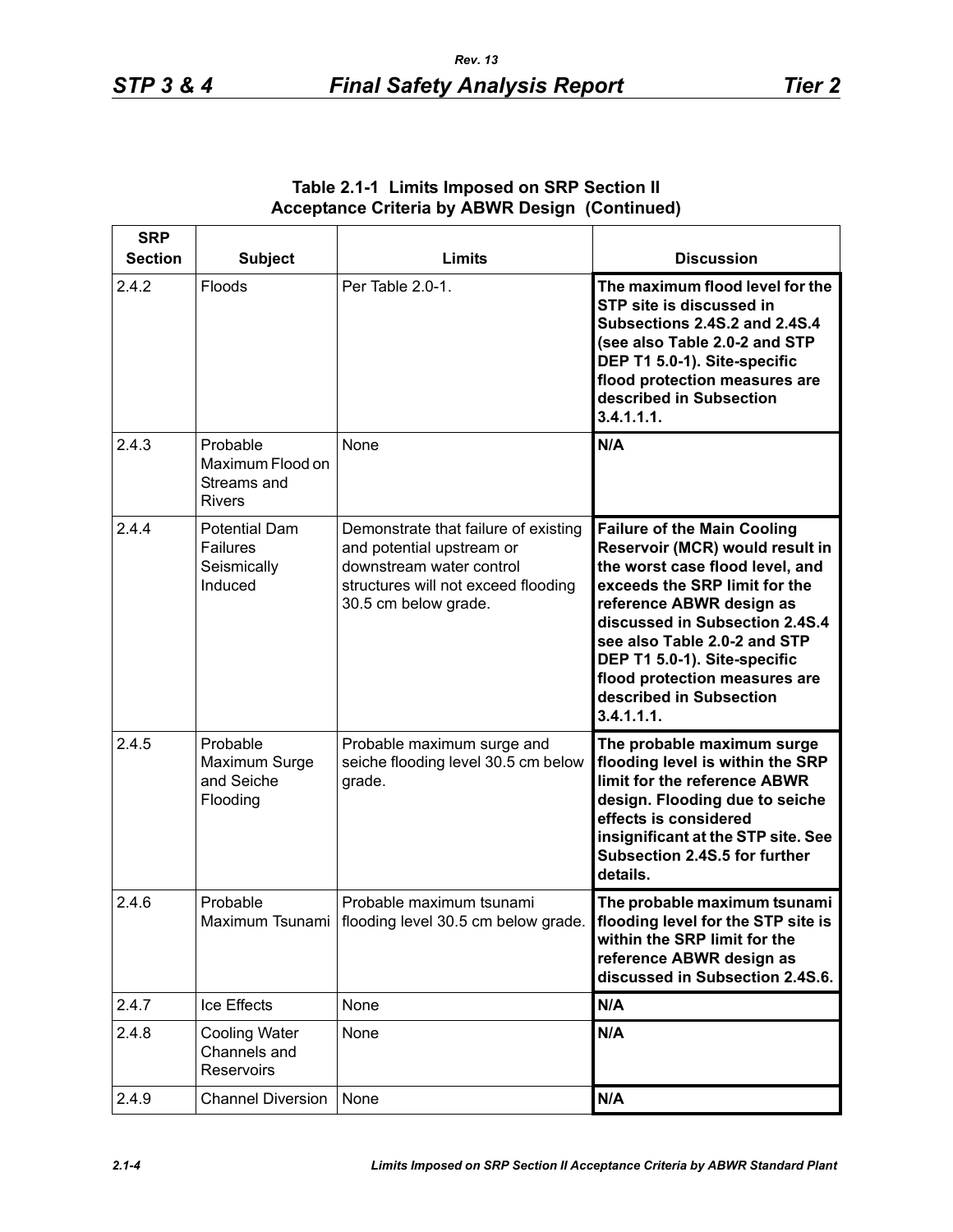**Table 2.1-1 Limits Imposed on SRP Section II Acceptance Criteria by ABWR Design (Continued)**

| SRP Section | Subject | Limits | Discussion |
|---|---|---|---|
| 2.4.2 | Floods | Per Table 2.0-1. | **The maximum flood level for the STP site is discussed in Subsections 2.4S.2 and 2.4S.4 (see also Table 2.0-2 and STP DEP T1 5.0-1). Site-specific flood protection measures are described in Subsection 3.4.1.1.1.** |
| 2.4.3 | Probable Maximum Flood on Streams and Rivers | None | **N/A** |
| 2.4.4 | Potential Dam Failures Seismically Induced | Demonstrate that failure of existing and potential upstream or downstream water control structures will not exceed flooding 30.5 cm below grade. | **Failure of the Main Cooling Reservoir (MCR) would result in the worst case flood level, and exceeds the SRP limit for the reference ABWR design as discussed in Subsection 2.4S.4 see also Table 2.0-2 and STP DEP T1 5.0-1). Site-specific flood protection measures are described in Subsection 3.4.1.1.1.** |
| 2.4.5 | Probable Maximum Surge and Seiche Flooding | Probable maximum surge and seiche flooding level 30.5 cm below grade. | **The probable maximum surge flooding level is within the SRP limit for the reference ABWR design. Flooding due to seiche effects is considered insignificant at the STP site. See Subsection 2.4S.5 for further details.** |
| 2.4.6 | Probable Maximum Tsunami | Probable maximum tsunami flooding level 30.5 cm below grade. | **The probable maximum tsunami flooding level for the STP site is within the SRP limit for the reference ABWR design as discussed in Subsection 2.4S.6.** |
| 2.4.7 | Ice Effects | None | **N/A** |
| 2.4.8 | Cooling Water Channels and Reservoirs | None | **N/A** |
| 2.4.9 | Channel Diversion | None | **N/A** |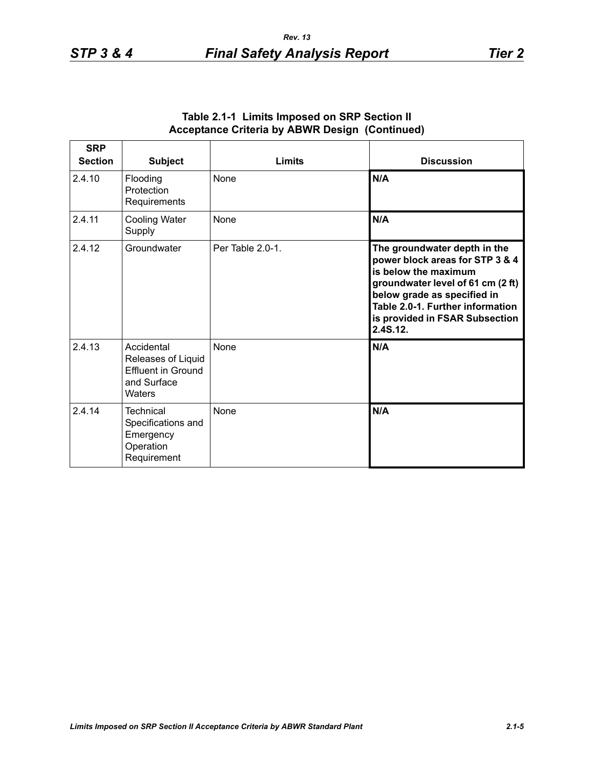**Table 2.1-1 Limits Imposed on SRP Section II Acceptance Criteria by ABWR Design (Continued)**

| SRP Section | Subject | Limits | Discussion |
|---|---|---|---|
| 2.4.10 | Flooding Protection Requirements | None | **N/A** |
| 2.4.11 | Cooling Water Supply | None | **N/A** |
| 2.4.12 | Groundwater | Per Table 2.0-1. | **The groundwater depth in the power block areas for STP 3 & 4 is below the maximum groundwater level of 61 cm (2 ft) below grade as specified in Table 2.0-1. Further information is provided in FSAR Subsection 2.4S.12.** |
| 2.4.13 | Accidental Releases of Liquid Effluent in Ground and Surface Waters | None | **N/A** |
| 2.4.14 | Technical Specifications and Emergency Operation Requirement | None | **N/A** |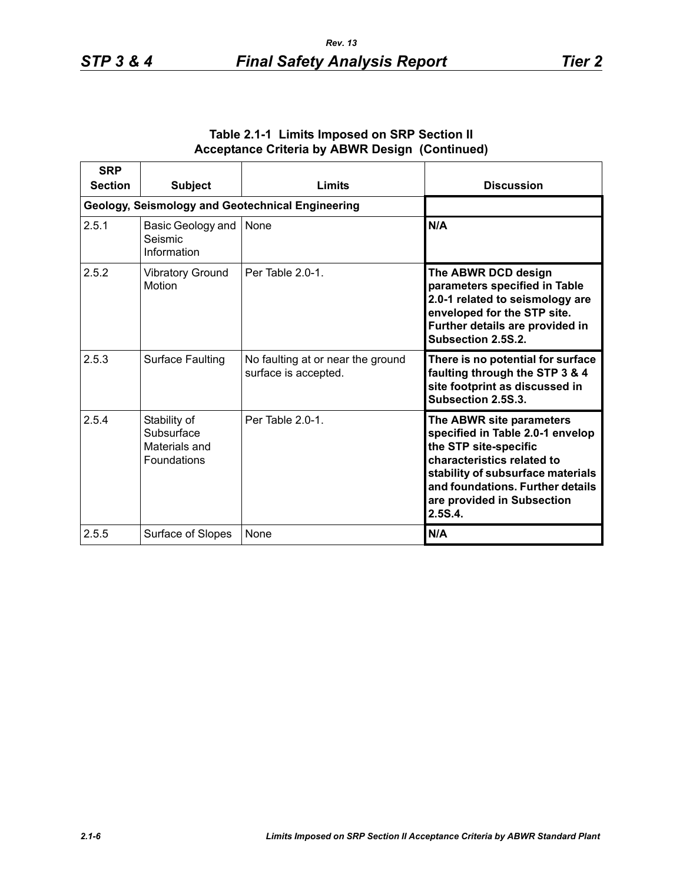**Table 2.1-1 Limits Imposed on SRP Section II Acceptance Criteria by ABWR Design (Continued)**

| SRP Section | Subject | Limits | Discussion |
|---|---|---|---|
| **Geology, Seismology and Geotechnical Engineering** | | | |
| 2.5.1 | Basic Geology and Seismic Information | None | **N/A** |
| 2.5.2 | Vibratory Ground Motion | Per Table 2.0-1. | **The ABWR DCD design parameters specified in Table 2.0-1 related to seismology are enveloped for the STP site. Further details are provided in Subsection 2.5S.2.** |
| 2.5.3 | Surface Faulting | No faulting at or near the ground surface is accepted. | **There is no potential for surface faulting through the STP 3 & 4 site footprint as discussed in Subsection 2.5S.3.** |
| 2.5.4 | Stability of Subsurface Materials and Foundations | Per Table 2.0-1. | **The ABWR site parameters specified in Table 2.0-1 envelop the STP site-specific characteristics related to stability of subsurface materials and foundations. Further details are provided in Subsection 2.5S.4.** |
| 2.5.5 | Surface of Slopes | None | **N/A** |